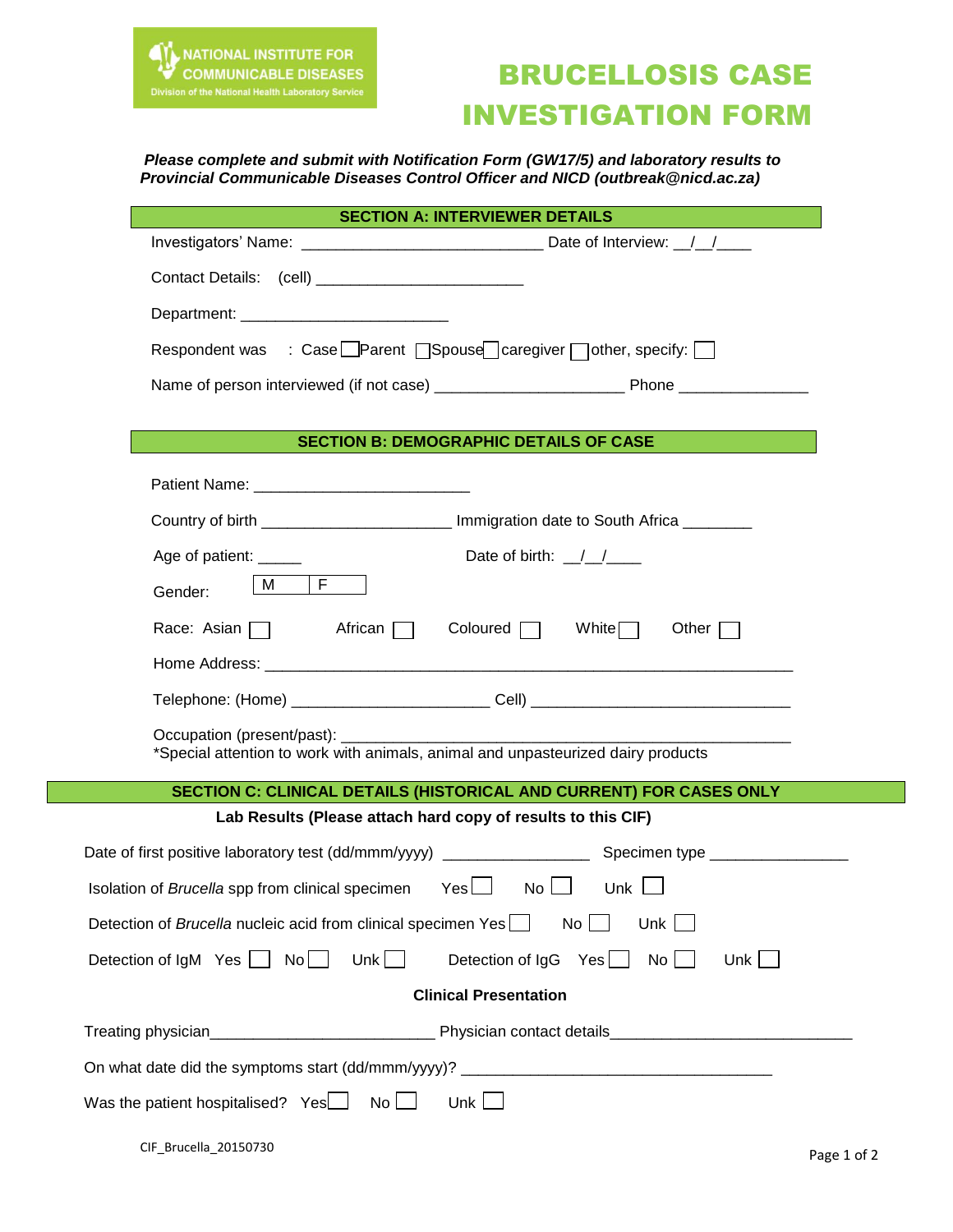NATIONAL INSTITUTE FOR COMMUNICABLE DISEASES
Division of the National Health Laboratory Service

# BRUCELLOSIS CASE INVESTIGATION FORM

***Please complete and submit with Notification Form (GW17/5) and laboratory results to Provincial Communicable Diseases Control Officer and NICD (outbreak@nicd.ac.za)***

## SECTION A: INTERVIEWER DETAILS

Investigators' Name: ___________________________ Date of Interview: __/__/____

Contact Details: (cell) _______________________

Department: _______________________

Respondent was : Case ☐ Parent ☐ Spouse ☐ caregiver ☐ other, specify: ☐

Name of person interviewed (if not case) _____________________ Phone ______________

## SECTION B: DEMOGRAPHIC DETAILS OF CASE

Patient Name: ________________________

Country of birth _____________________ Immigration date to South Africa ________

Age of patient: _____ Date of birth: __/__/____

Gender: | M | F |

Race: Asian ☐ African ☐ Coloured ☐ White ☐ Other ☐

Home Address: ___________________________________________________________

Telephone: (Home) ______________________ Cell) ____________________________

Occupation (present/past): ____________________________________________________

*Special attention to work with animals, animal and unpasteurized dairy products

## SECTION C: CLINICAL DETAILS (HISTORICAL AND CURRENT) FOR CASES ONLY

**Lab Results (Please attach hard copy of results to this CIF)**

Date of first positive laboratory test (dd/mmm/yyyy) ________________ Specimen type _______________

Isolation of *Brucella* spp from clinical specimen Yes ☐ No ☐ Unk ☐

Detection of *Brucella* nucleic acid from clinical specimen Yes ☐ No ☐ Unk ☐

Detection of IgM Yes ☐ No ☐ Unk ☐ Detection of IgG Yes ☐ No ☐ Unk ☐

**Clinical Presentation**

Treating physician_________________________ Physician contact details___________________________

On what date did the symptoms start (dd/mmm/yyyy)? ___________________________________

Was the patient hospitalised? Yes ☐ No ☐ Unk ☐

CIF_Brucella_20150730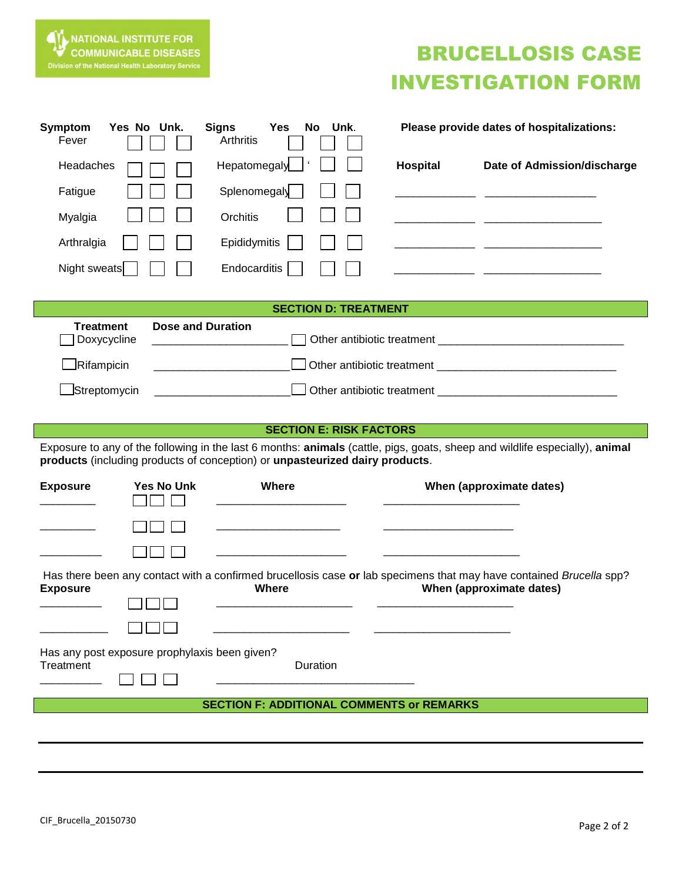NATIONAL INSTITUTE FOR COMMUNICABLE DISEASES
Division of the National Health Laboratory Service

# BRUCELLOSIS CASE INVESTIGATION FORM

| Symptom | Yes | No | Unk. | Signs | Yes | No | Unk. |
|---|---|---|---|---|---|---|---|
| Fever | ☐ | ☐ | ☐ | Arthritis | ☐ | ☐ | ☐ |
| Headaches | ☐ | ☐ | ☐ | Hepatomegaly | ☐ | ☐ | ☐ |
| Fatigue | ☐ | ☐ | ☐ | Splenomegaly | ☐ | ☐ | ☐ |
| Myalgia | ☐ | ☐ | ☐ | Orchitis | ☐ | ☐ | ☐ |
| Arthralgia | ☐ | ☐ | ☐ | Epididymitis | ☐ | ☐ | ☐ |
| Night sweats | ☐ | ☐ | ☐ | Endocarditis | ☐ | ☐ | ☐ |

**Please provide dates of hospitalizations:**

| Hospital | Date of Admission/discharge |
|---|---|
| ____________ | _________________ |
| ____________ | _________________ |
| ____________ | _________________ |
| ____________ | _________________ |

## SECTION D: TREATMENT

| Treatment | Dose and Duration | | |
|---|---|---|---|
| ☐ Doxycycline | ____________________ | ☐ Other antibiotic treatment | ____________________________ |
| ☐ Rifampicin | ____________________ | ☐ Other antibiotic treatment | ____________________________ |
| ☐ Streptomycin | ____________________ | ☐ Other antibiotic treatment | ____________________________ |

## SECTION E: RISK FACTORS

Exposure to any of the following in the last 6 months: **animals** (cattle, pigs, goats, sheep and wildlife especially), **animal products** (including products of conception) or **unpasteurized dairy products**.

| Exposure | Yes | No | Unk | Where | When (approximate dates) |
|---|---|---|---|---|---|
| _________ | ☐ | ☐ | ☐ | ____________________ | ____________________ |
| _________ | ☐ | ☐ | ☐ | ____________________ | ____________________ |
| _________ | ☐ | ☐ | ☐ | ____________________ | ____________________ |

Has there been any contact with a confirmed brucellosis case **or** lab specimens that may have contained *Brucella* spp?

| Exposure | | | | Where | When (approximate dates) |
|---|---|---|---|---|---|
| _________ | ☐ | ☐ | ☐ | ____________________ | ____________________ |
| _________ | ☐ | ☐ | ☐ | ____________________ | ____________________ |

Has any post exposure prophylaxis been given?

| Treatment | | | | Duration |
|---|---|---|---|---|
| _________ | ☐ | ☐ | ☐ | ______________________________ |

## SECTION F: ADDITIONAL COMMENTS or REMARKS

______________________________________________________________________

______________________________________________________________________

CIF_Brucella_20150730